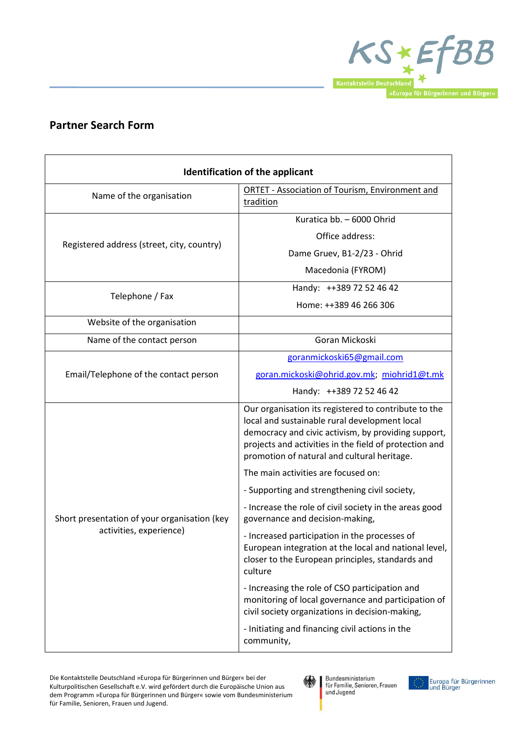## Partner Search Form

| Identification of the applicant | |
|---|---|
| Name of the organisation | ORTET - Association of Tourism, Environment and tradition |
| Registered address (street, city, country) | Kuratica bb. – 6000 Ohrid<br>Office address:<br>Dame Gruev, B1-2/23 - Ohrid<br>Macedonia (FYROM) |
| Telephone / Fax | Handy: ++389 72 52 46 42<br>Home: ++389 46 266 306 |
| Website of the organisation | |
| Name of the contact person | Goran Mickoski |
| Email/Telephone of the contact person | goranmickoski65@gmail.com<br>goran.mickoski@ohrid.gov.mk; miohrid1@t.mk<br>Handy: ++389 72 52 46 42 |
| Short presentation of your organisation (key activities, experience) | Our organisation its registered to contribute to the local and sustainable rural development local democracy and civic activism, by providing support, projects and activities in the field of protection and promotion of natural and cultural heritage.<br>The main activities are focused on:<br>- Supporting and strengthening civil society,<br>- Increase the role of civil society in the areas good governance and decision-making,<br>- Increased participation in the processes of European integration at the local and national level, closer to the European principles, standards and culture<br>- Increasing the role of CSO participation and monitoring of local governance and participation of civil society organizations in decision-making,<br>- Initiating and financing civil actions in the community, |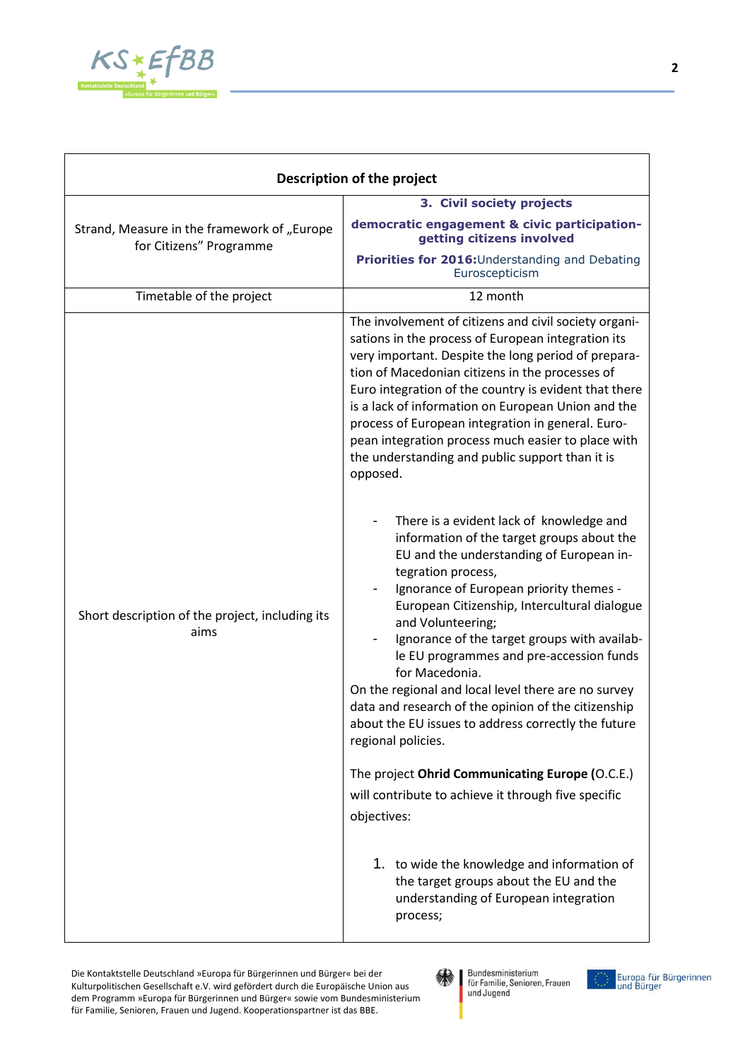| Description of the project | |
|---|---|
| Strand, Measure in the framework of „Europe for Citizens" Programme | **3. Civil society projects**<br>**democratic engagement & civic participation-getting citizens involved**<br>**Priorities for 2016:**Understanding and Debating Euroscepticism |
| Timetable of the project | 12 month |
| Short description of the project, including its aims | The involvement of citizens and civil society organisations in the process of European integration its very important. Despite the long period of preparation of Macedonian citizens in the processes of Euro integration of the country is evident that there is a lack of information on European Union and the process of European integration in general. European integration process much easier to place with the understanding and public support than it is opposed.<br><br>- There is a evident lack of knowledge and information of the target groups about the EU and the understanding of European integration process,<br>- Ignorance of European priority themes - European Citizenship, Intercultural dialogue and Volunteering;<br>- Ignorance of the target groups with available EU programmes and pre-accession funds for Macedonia.<br><br>On the regional and local level there are no survey data and research of the opinion of the citizenship about the EU issues to address correctly the future regional policies.<br><br>The project **Ohrid Communicating Europe (**O.C.E.) will contribute to achieve it through five specific objectives:<br><br>1. to wide the knowledge and information of the target groups about the EU and the understanding of European integration process; |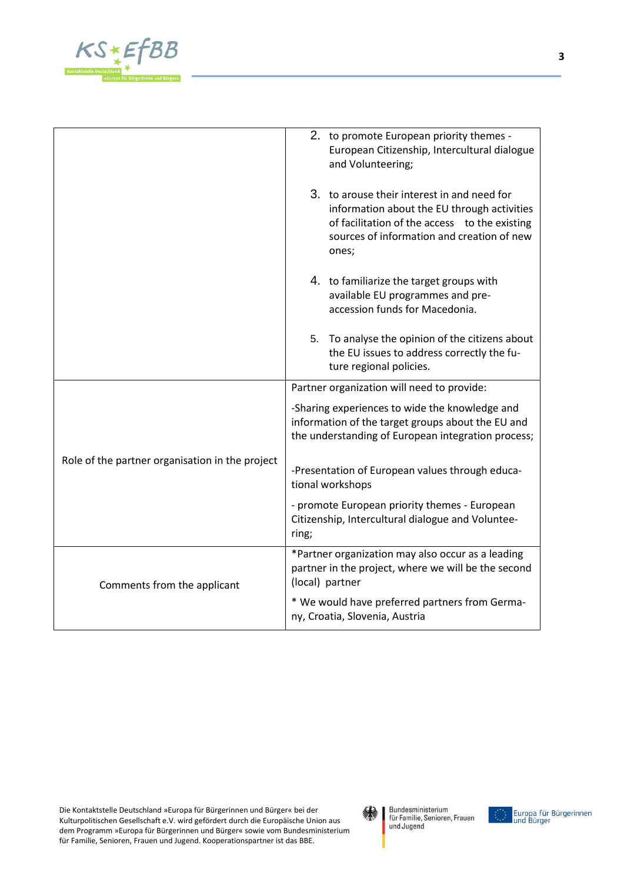| | |
|---|---|
| | 2. to promote European priority themes - European Citizenship, Intercultural dialogue and Volunteering;<br><br>3. to arouse their interest in and need for information about the EU through activities of facilitation of the access to the existing sources of information and creation of new ones;<br><br>4. to familiarize the target groups with available EU programmes and pre-accession funds for Macedonia.<br><br>5. To analyse the opinion of the citizens about the EU issues to address correctly the future regional policies. |
| Role of the partner organisation in the project | Partner organization will need to provide:<br><br>-Sharing experiences to wide the knowledge and information of the target groups about the EU and the understanding of European integration process;<br><br>-Presentation of European values through educational workshops<br><br>- promote European priority themes - European Citizenship, Intercultural dialogue and Volunteering; |
| Comments from the applicant | *Partner organization may also occur as a leading partner in the project, where we will be the second (local) partner<br><br>* We would have preferred partners from Germany, Croatia, Slovenia, Austria |

Die Kontaktstelle Deutschland »Europa für Bürgerinnen und Bürger« bei der Kulturpolitischen Gesellschaft e.V. wird gefördert durch die Europäische Union aus dem Programm »Europa für Bürgerinnen und Bürger« sowie vom Bundesministerium für Familie, Senioren, Frauen und Jugend. Kooperationspartner ist das BBE.